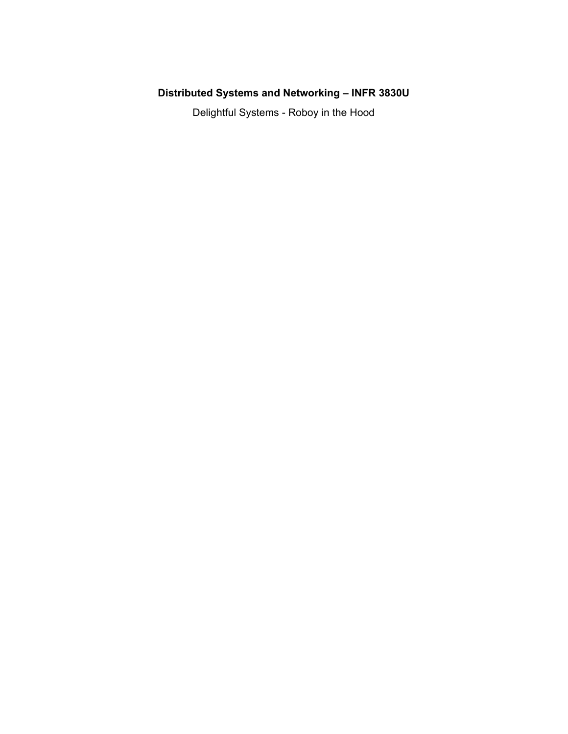# Distributed Systems and Networking – INFR 3830U

Delightful Systems - Roboy in the Hood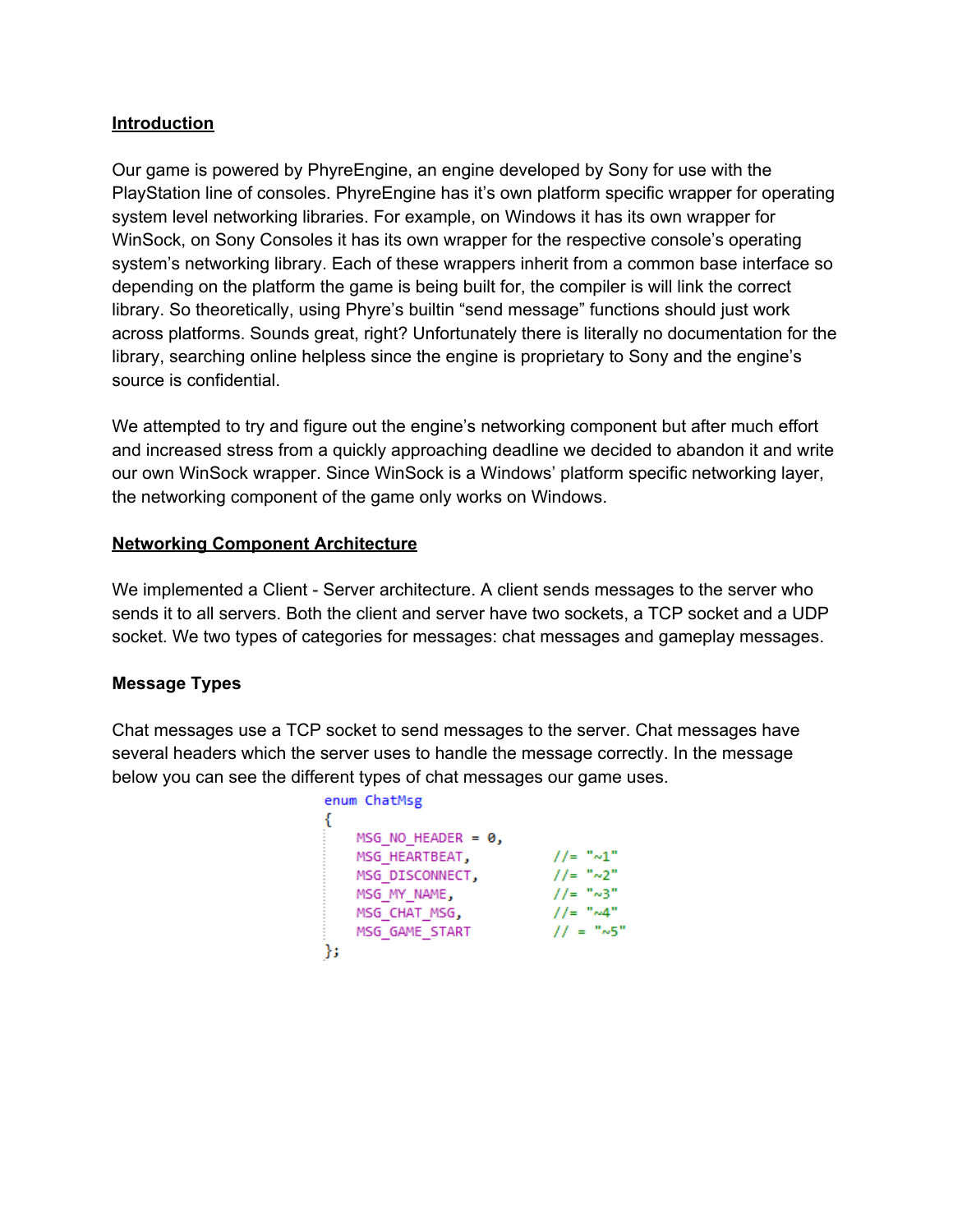**<u>Introduction</u>**

Our game is powered by PhyreEngine, an engine developed by Sony for use with the PlayStation line of consoles. PhyreEngine has it's own platform specific wrapper for operating system level networking libraries. For example, on Windows it has its own wrapper for WinSock, on Sony Consoles it has its own wrapper for the respective console's operating system's networking library. Each of these wrappers inherit from a common base interface so depending on the platform the game is being built for, the compiler is will link the correct library. So theoretically, using Phyre's builtin "send message" functions should just work across platforms. Sounds great, right? Unfortunately there is literally no documentation for the library, searching online helpless since the engine is proprietary to Sony and the engine's source is confidential.

We attempted to try and figure out the engine's networking component but after much effort and increased stress from a quickly approaching deadline we decided to abandon it and write our own WinSock wrapper. Since WinSock is a Windows' platform specific networking layer, the networking component of the game only works on Windows.

**<u>Networking Component Architecture</u>**

We implemented a Client - Server architecture. A client sends messages to the server who sends it to all servers. Both the client and server have two sockets, a TCP socket and a UDP socket. We two types of categories for messages: chat messages and gameplay messages.

**Message Types**

Chat messages use a TCP socket to send messages to the server. Chat messages have several headers which the server uses to handle the message correctly. In the message below you can see the different types of chat messages our game uses.

```
enum ChatMsg
{
    MSG_NO_HEADER = 0,
    MSG_HEARTBEAT,          //= "~1"
    MSG_DISCONNECT,         //= "~2"
    MSG_MY_NAME,            //= "~3"
    MSG_CHAT_MSG,           //= "~4"
    MSG_GAME_START          // = "~5"
};
```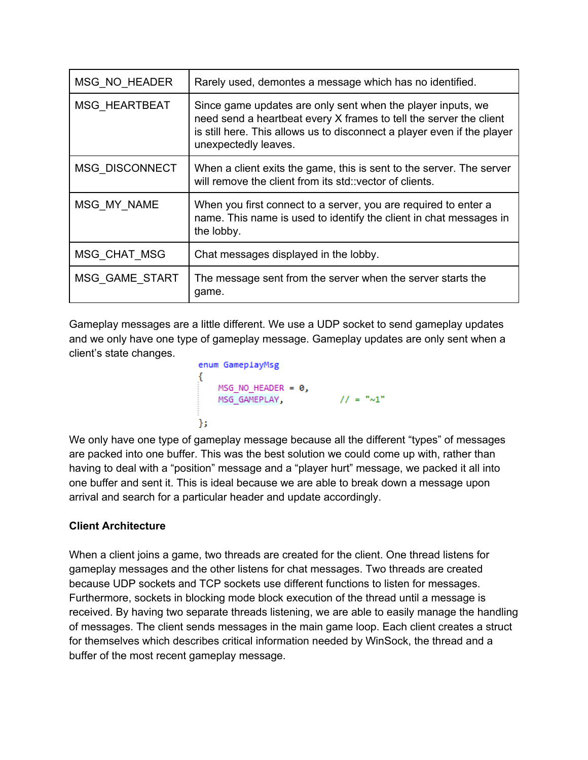| MSG_NO_HEADER | Rarely used, demontes a message which has no identified. |
|---|---|
| MSG_HEARTBEAT | Since game updates are only sent when the player inputs, we need send a heartbeat every X frames to tell the server the client is still here. This allows us to disconnect a player even if the player unexpectedly leaves. |
| MSG_DISCONNECT | When a client exits the game, this is sent to the server. The server will remove the client from its std::vector of clients. |
| MSG_MY_NAME | When you first connect to a server, you are required to enter a name. This name is used to identify the client in chat messages in the lobby. |
| MSG_CHAT_MSG | Chat messages displayed in the lobby. |
| MSG_GAME_START | The message sent from the server when the server starts the game. |

Gameplay messages are a little different. We use a UDP socket to send gameplay updates and we only have one type of gameplay message. Gameplay updates are only sent when a client's state changes.

```
enum GameplayMsg
{
    MSG_NO_HEADER = 0,
    MSG_GAMEPLAY,           // = "~1"

};
```

We only have one type of gameplay message because all the different "types" of messages are packed into one buffer. This was the best solution we could come up with, rather than having to deal with a "position" message and a "player hurt" message, we packed it all into one buffer and sent it. This is ideal because we are able to break down a message upon arrival and search for a particular header and update accordingly.

**Client Architecture**

When a client joins a game, two threads are created for the client. One thread listens for gameplay messages and the other listens for chat messages. Two threads are created because UDP sockets and TCP sockets use different functions to listen for messages. Furthermore, sockets in blocking mode block execution of the thread until a message is received. By having two separate threads listening, we are able to easily manage the handling of messages. The client sends messages in the main game loop. Each client creates a struct for themselves which describes critical information needed by WinSock, the thread and a buffer of the most recent gameplay message.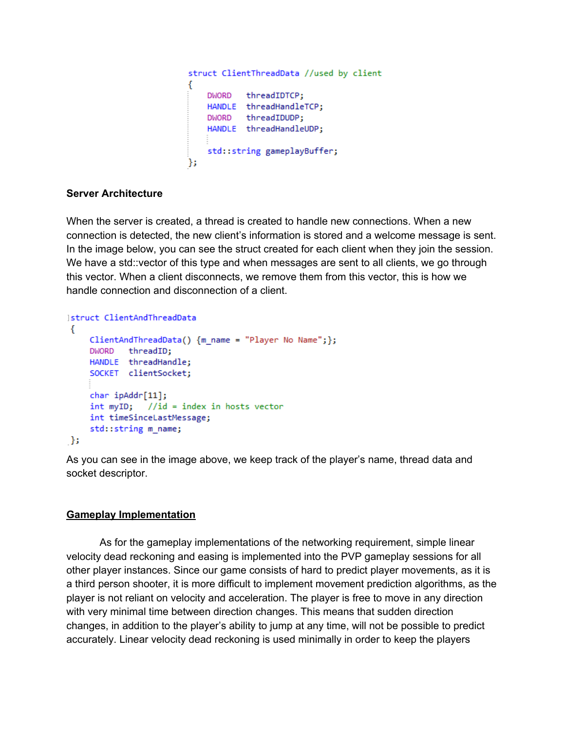```cpp
struct ClientThreadData //used by client
{
    DWORD   threadIDTCP;
    HANDLE  threadHandleTCP;
    DWORD   threadIDUDP;
    HANDLE  threadHandleUDP;

    std::string gameplayBuffer;
};
```

**Server Architecture**

When the server is created, a thread is created to handle new connections. When a new connection is detected, the new client's information is stored and a welcome message is sent. In the image below, you can see the struct created for each client when they join the session. We have a std::vector of this type and when messages are sent to all clients, we go through this vector. When a client disconnects, we remove them from this vector, this is how we handle connection and disconnection of a client.

```cpp
struct ClientAndThreadData
{
    ClientAndThreadData() {m_name = "Player No Name";};
    DWORD   threadID;
    HANDLE  threadHandle;
    SOCKET  clientSocket;

    char ipAddr[11];
    int myID;   //id = index in hosts vector
    int timeSinceLastMessage;
    std::string m_name;
};
```

As you can see in the image above, we keep track of the player's name, thread data and socket descriptor.

## Gameplay Implementation

As for the gameplay implementations of the networking requirement, simple linear velocity dead reckoning and easing is implemented into the PVP gameplay sessions for all other player instances. Since our game consists of hard to predict player movements, as it is a third person shooter, it is more difficult to implement movement prediction algorithms, as the player is not reliant on velocity and acceleration. The player is free to move in any direction with very minimal time between direction changes. This means that sudden direction changes, in addition to the player's ability to jump at any time, will not be possible to predict accurately. Linear velocity dead reckoning is used minimally in order to keep the players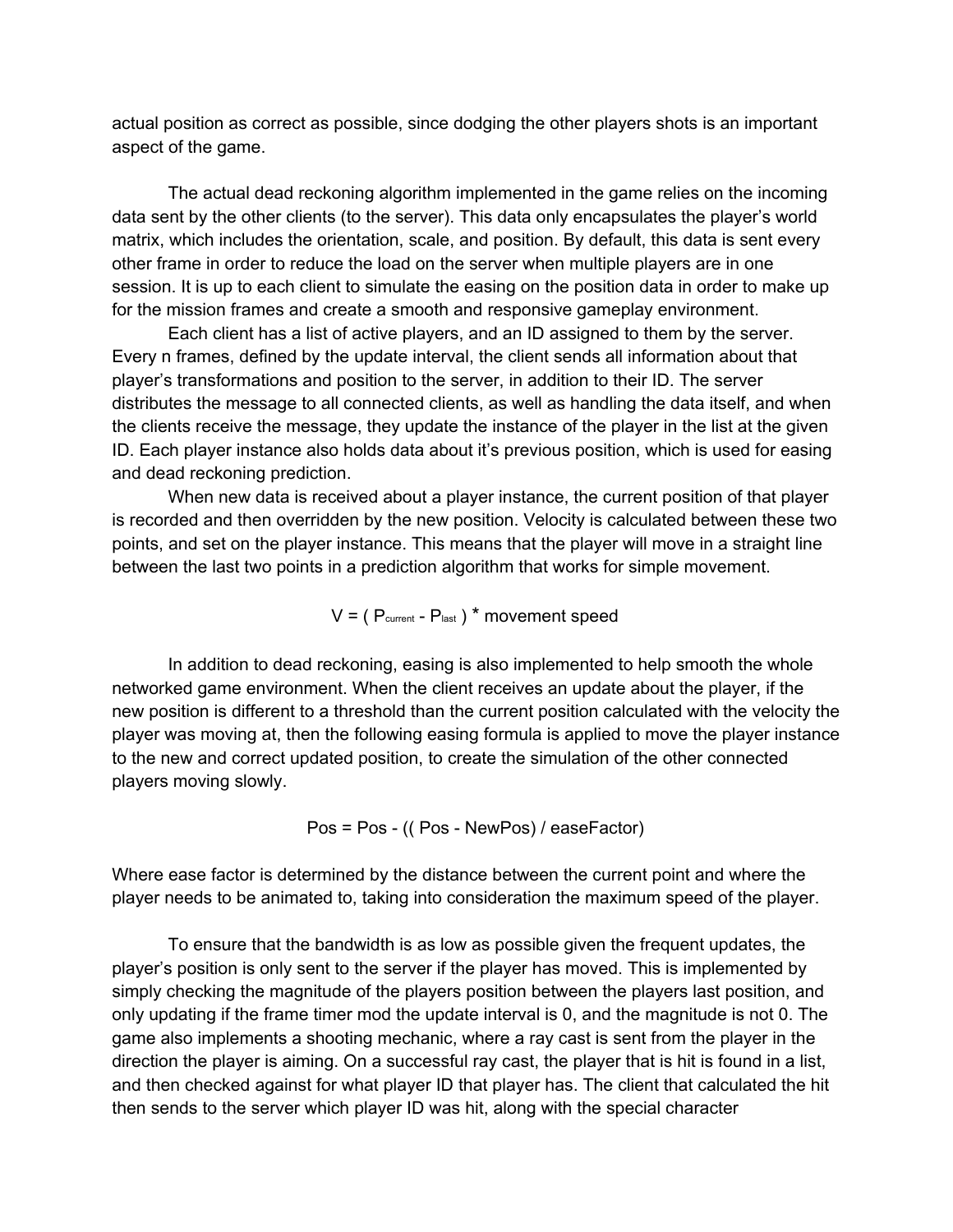actual position as correct as possible, since dodging the other players shots is an important aspect of the game.

The actual dead reckoning algorithm implemented in the game relies on the incoming data sent by the other clients (to the server). This data only encapsulates the player's world matrix, which includes the orientation, scale, and position. By default, this data is sent every other frame in order to reduce the load on the server when multiple players are in one session. It is up to each client to simulate the easing on the position data in order to make up for the mission frames and create a smooth and responsive gameplay environment.

Each client has a list of active players, and an ID assigned to them by the server. Every n frames, defined by the update interval, the client sends all information about that player's transformations and position to the server, in addition to their ID. The server distributes the message to all connected clients, as well as handling the data itself, and when the clients receive the message, they update the instance of the player in the list at the given ID. Each player instance also holds data about it's previous position, which is used for easing and dead reckoning prediction.

When new data is received about a player instance, the current position of that player is recorded and then overridden by the new position. Velocity is calculated between these two points, and set on the player instance. This means that the player will move in a straight line between the last two points in a prediction algorithm that works for simple movement.

$$V = ( P_{current} - P_{last} ) * \text{movement speed}$$

In addition to dead reckoning, easing is also implemented to help smooth the whole networked game environment. When the client receives an update about the player, if the new position is different to a threshold than the current position calculated with the velocity the player was moving at, then the following easing formula is applied to move the player instance to the new and correct updated position, to create the simulation of the other connected players moving slowly.

$$Pos = Pos - (( Pos - NewPos) / easeFactor)$$

Where ease factor is determined by the distance between the current point and where the player needs to be animated to, taking into consideration the maximum speed of the player.

To ensure that the bandwidth is as low as possible given the frequent updates, the player's position is only sent to the server if the player has moved. This is implemented by simply checking the magnitude of the players position between the players last position, and only updating if the frame timer mod the update interval is 0, and the magnitude is not 0. The game also implements a shooting mechanic, where a ray cast is sent from the player in the direction the player is aiming. On a successful ray cast, the player that is hit is found in a list, and then checked against for what player ID that player has. The client that calculated the hit then sends to the server which player ID was hit, along with the special character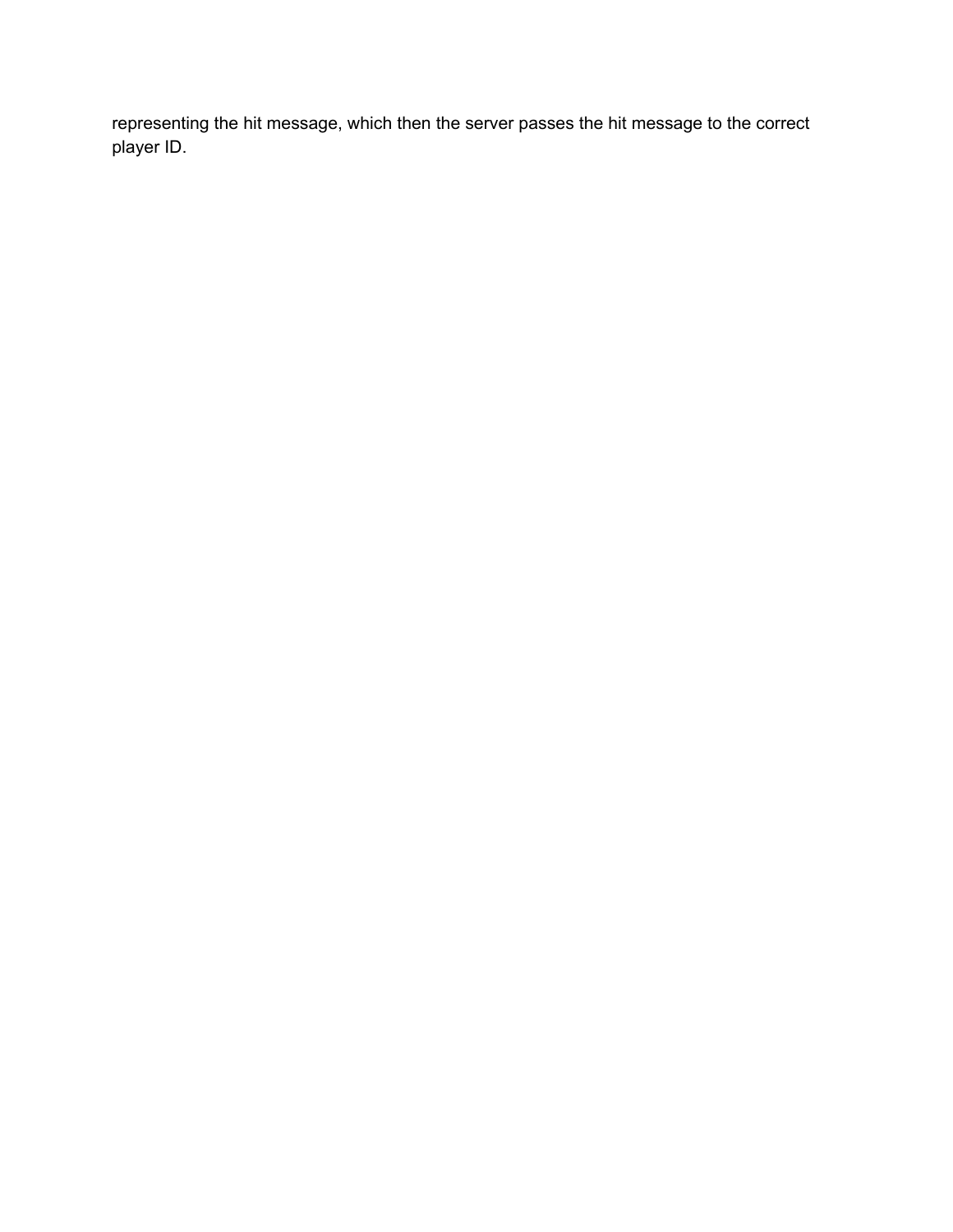representing the hit message, which then the server passes the hit message to the correct player ID.